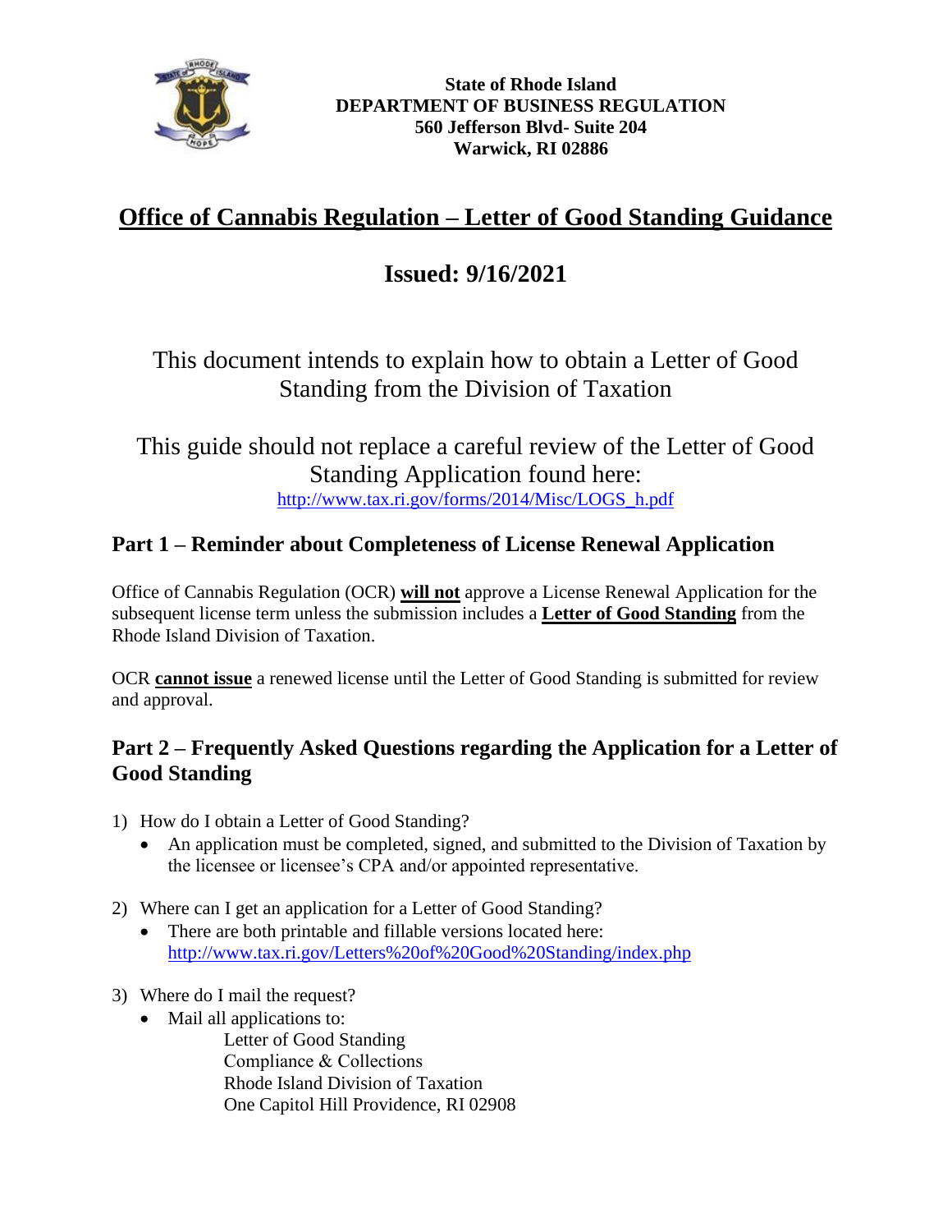**State of Rhode Island**
**DEPARTMENT OF BUSINESS REGULATION**
**560 Jefferson Blvd- Suite 204**
**Warwick, RI 02886**

# Office of Cannabis Regulation – Letter of Good Standing Guidance

## Issued: 9/16/2021

This document intends to explain how to obtain a Letter of Good Standing from the Division of Taxation

This guide should not replace a careful review of the Letter of Good Standing Application found here: http://www.tax.ri.gov/forms/2014/Misc/LOGS_h.pdf

### Part 1 – Reminder about Completeness of License Renewal Application

Office of Cannabis Regulation (OCR) **will not** approve a License Renewal Application for the subsequent license term unless the submission includes a **Letter of Good Standing** from the Rhode Island Division of Taxation.

OCR **cannot issue** a renewed license until the Letter of Good Standing is submitted for review and approval.

### Part 2 – Frequently Asked Questions regarding the Application for a Letter of Good Standing

1) How do I obtain a Letter of Good Standing?
   - An application must be completed, signed, and submitted to the Division of Taxation by the licensee or licensee's CPA and/or appointed representative.

2) Where can I get an application for a Letter of Good Standing?
   - There are both printable and fillable versions located here: http://www.tax.ri.gov/Letters%20of%20Good%20Standing/index.php

3) Where do I mail the request?
   - Mail all applications to:
     Letter of Good Standing
     Compliance & Collections
     Rhode Island Division of Taxation
     One Capitol Hill Providence, RI 02908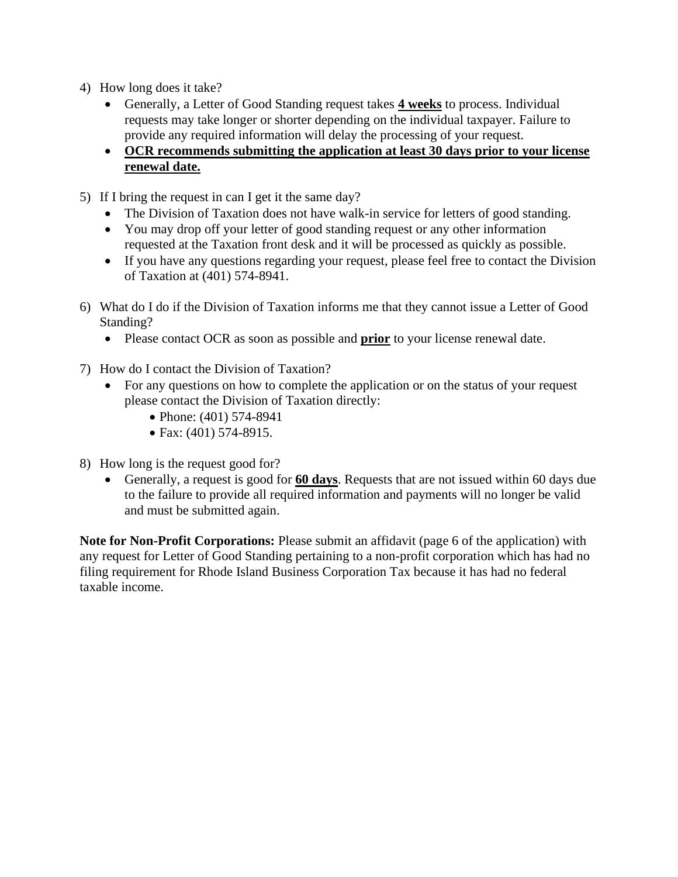4) How long does it take?
   - Generally, a Letter of Good Standing request takes **4 weeks** to process. Individual requests may take longer or shorter depending on the individual taxpayer. Failure to provide any required information will delay the processing of your request.
   - **OCR recommends submitting the application at least 30 days prior to your license renewal date.**

5) If I bring the request in can I get it the same day?
   - The Division of Taxation does not have walk-in service for letters of good standing.
   - You may drop off your letter of good standing request or any other information requested at the Taxation front desk and it will be processed as quickly as possible.
   - If you have any questions regarding your request, please feel free to contact the Division of Taxation at (401) 574-8941.

6) What do I do if the Division of Taxation informs me that they cannot issue a Letter of Good Standing?
   - Please contact OCR as soon as possible and **prior** to your license renewal date.

7) How do I contact the Division of Taxation?
   - For any questions on how to complete the application or on the status of your request please contact the Division of Taxation directly:
     - Phone: (401) 574-8941
     - Fax: (401) 574-8915.

8) How long is the request good for?
   - Generally, a request is good for **60 days**. Requests that are not issued within 60 days due to the failure to provide all required information and payments will no longer be valid and must be submitted again.

**Note for Non-Profit Corporations:** Please submit an affidavit (page 6 of the application) with any request for Letter of Good Standing pertaining to a non-profit corporation which has had no filing requirement for Rhode Island Business Corporation Tax because it has had no federal taxable income.